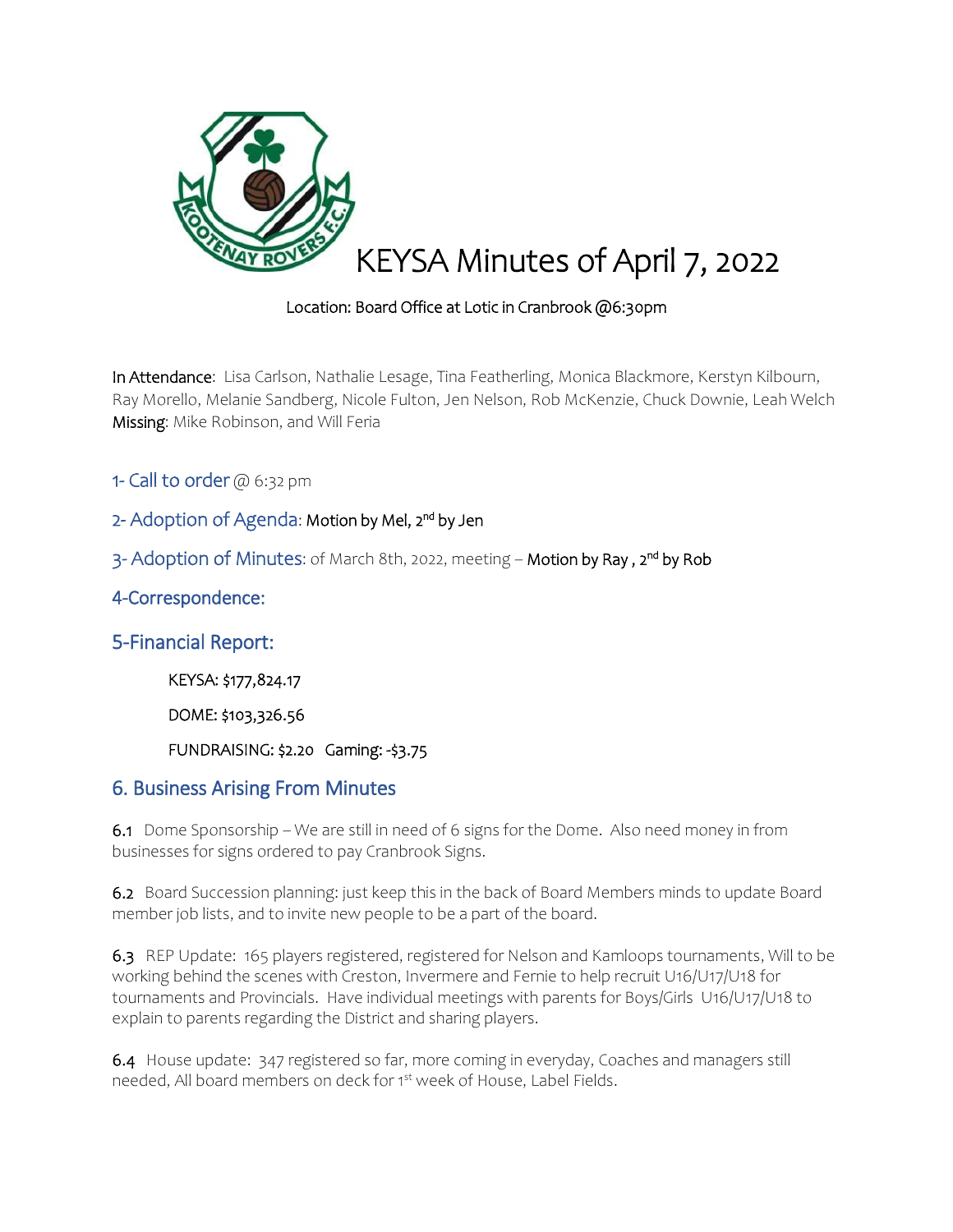# KEYSA Minutes of April 7, 2022

Location: Board Office at Lotic in Cranbrook @6:30pm

**In Attendance**: Lisa Carlson, Nathalie Lesage, Tina Featherling, Monica Blackmore, Kerstyn Kilbourn, Ray Morello, Melanie Sandberg, Nicole Fulton, Jen Nelson, Rob McKenzie, Chuck Downie, Leah Welch
**Missing**: Mike Robinson, and Will Feria

## 1- Call to order @ 6:32 pm

## 2- Adoption of Agenda: Motion by Mel, 2nd by Jen

## 3- Adoption of Minutes: of March 8th, 2022, meeting – Motion by Ray , 2nd by Rob

## 4-Correspondence:

## 5-Financial Report:

KEYSA: $177,824.17

DOME: $103,326.56

FUNDRAISING: $2.20 Gaming: -$3.75

## 6. Business Arising From Minutes

**6.1** Dome Sponsorship – We are still in need of 6 signs for the Dome. Also need money in from businesses for signs ordered to pay Cranbrook Signs.

**6.2** Board Succession planning: just keep this in the back of Board Members minds to update Board member job lists, and to invite new people to be a part of the board.

**6.3** REP Update: 165 players registered, registered for Nelson and Kamloops tournaments, Will to be working behind the scenes with Creston, Invermere and Fernie to help recruit U16/U17/U18 for tournaments and Provincials. Have individual meetings with parents for Boys/Girls U16/U17/U18 to explain to parents regarding the District and sharing players.

**6.4** House update: 347 registered so far, more coming in everyday, Coaches and managers still needed, All board members on deck for 1st week of House, Label Fields.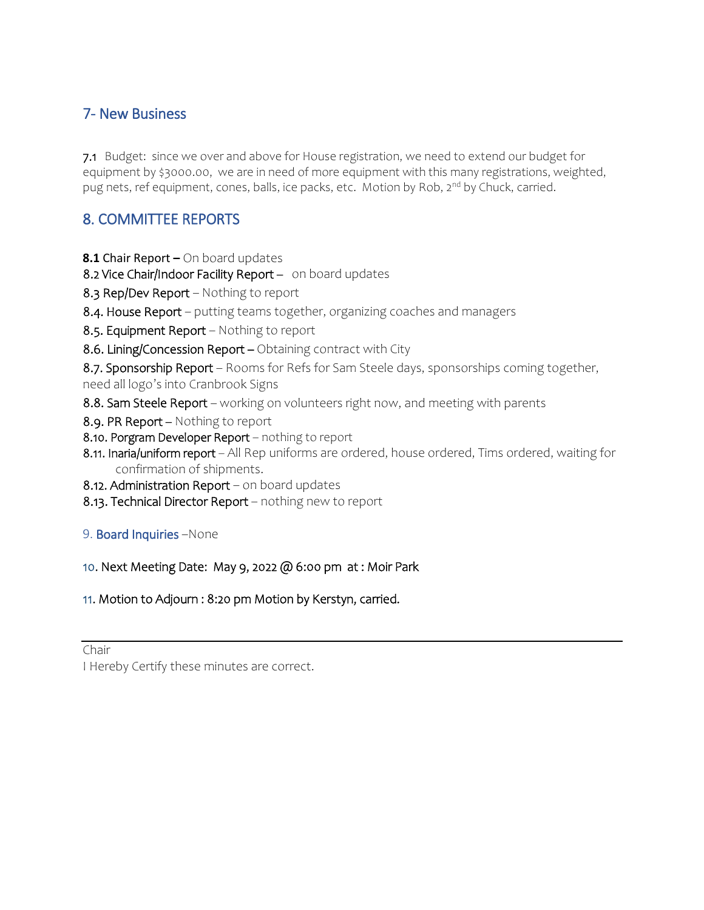## 7- New Business

**7.1** Budget: since we over and above for House registration, we need to extend our budget for equipment by $3000.00, we are in need of more equipment with this many registrations, weighted, pug nets, ref equipment, cones, balls, ice packs, etc. Motion by Rob, 2nd by Chuck, carried.

## 8. COMMITTEE REPORTS

**8.1** Chair Report **–** On board updates
8.2 Vice Chair/Indoor Facility Report – on board updates
8.3 Rep/Dev Report – Nothing to report
8.4. House Report – putting teams together, organizing coaches and managers
8.5. Equipment Report – Nothing to report
8.6. Lining/Concession Report **–** Obtaining contract with City
8.7. Sponsorship Report – Rooms for Refs for Sam Steele days, sponsorships coming together, need all logo's into Cranbrook Signs
8.8. Sam Steele Report – working on volunteers right now, and meeting with parents
8.9. PR Report – Nothing to report
8.10. Porgram Developer Report – nothing to report
8.11. Inaria/uniform report – All Rep uniforms are ordered, house ordered, Tims ordered, waiting for confirmation of shipments.
8.12. Administration Report – on board updates
8.13. Technical Director Report – nothing new to report

9. Board Inquiries –None

10. Next Meeting Date: May 9, 2022 @ 6:00 pm at : Moir Park

11. Motion to Adjourn : 8:20 pm Motion by Kerstyn, carried.

---

Chair
I Hereby Certify these minutes are correct.